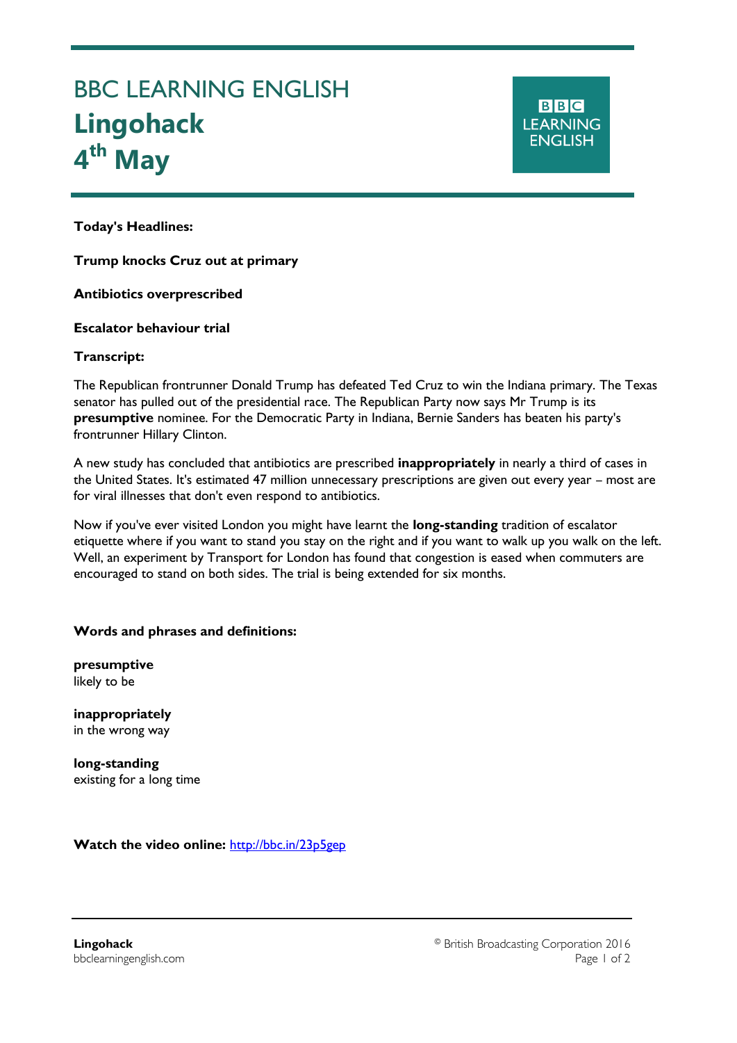# BBC LEARNING ENGLISH

# Lingohack

# 4th May

**Today's Headlines:**

**Trump knocks Cruz out at primary**

**Antibiotics overprescribed**

**Escalator behaviour trial**

**Transcript:**

The Republican frontrunner Donald Trump has defeated Ted Cruz to win the Indiana primary. The Texas senator has pulled out of the presidential race. The Republican Party now says Mr Trump is its **presumptive** nominee. For the Democratic Party in Indiana, Bernie Sanders has beaten his party's frontrunner Hillary Clinton.

A new study has concluded that antibiotics are prescribed **inappropriately** in nearly a third of cases in the United States. It's estimated 47 million unnecessary prescriptions are given out every year – most are for viral illnesses that don't even respond to antibiotics.

Now if you've ever visited London you might have learnt the **long-standing** tradition of escalator etiquette where if you want to stand you stay on the right and if you want to walk up you walk on the left. Well, an experiment by Transport for London has found that congestion is eased when commuters are encouraged to stand on both sides. The trial is being extended for six months.

**Words and phrases and definitions:**

**presumptive**
likely to be

**inappropriately**
in the wrong way

**long-standing**
existing for a long time

**Watch the video online:** http://bbc.in/23p5gep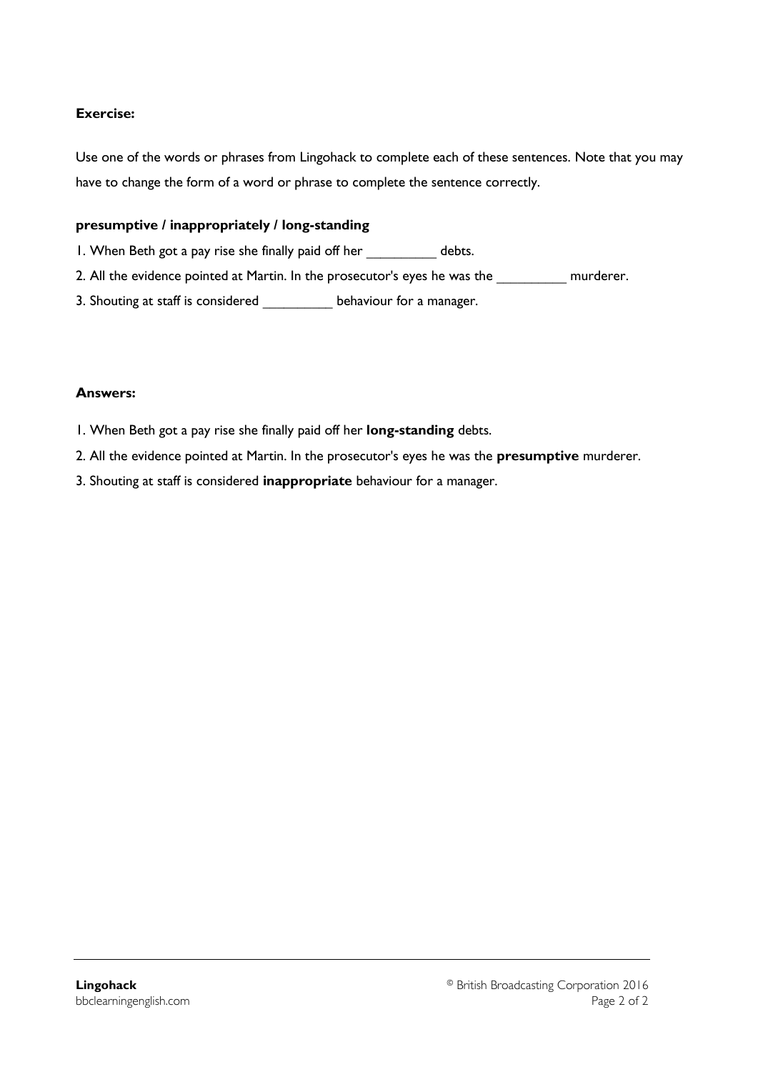**Exercise:**

Use one of the words or phrases from Lingohack to complete each of these sentences. Note that you may have to change the form of a word or phrase to complete the sentence correctly.

**presumptive / inappropriately / long-standing**

1. When Beth got a pay rise she finally paid off her _________ debts.
2. All the evidence pointed at Martin. In the prosecutor's eyes he was the _________ murderer.
3. Shouting at staff is considered _________ behaviour for a manager.

**Answers:**

1. When Beth got a pay rise she finally paid off her **long-standing** debts.
2. All the evidence pointed at Martin. In the prosecutor's eyes he was the **presumptive** murderer.
3. Shouting at staff is considered **inappropriate** behaviour for a manager.